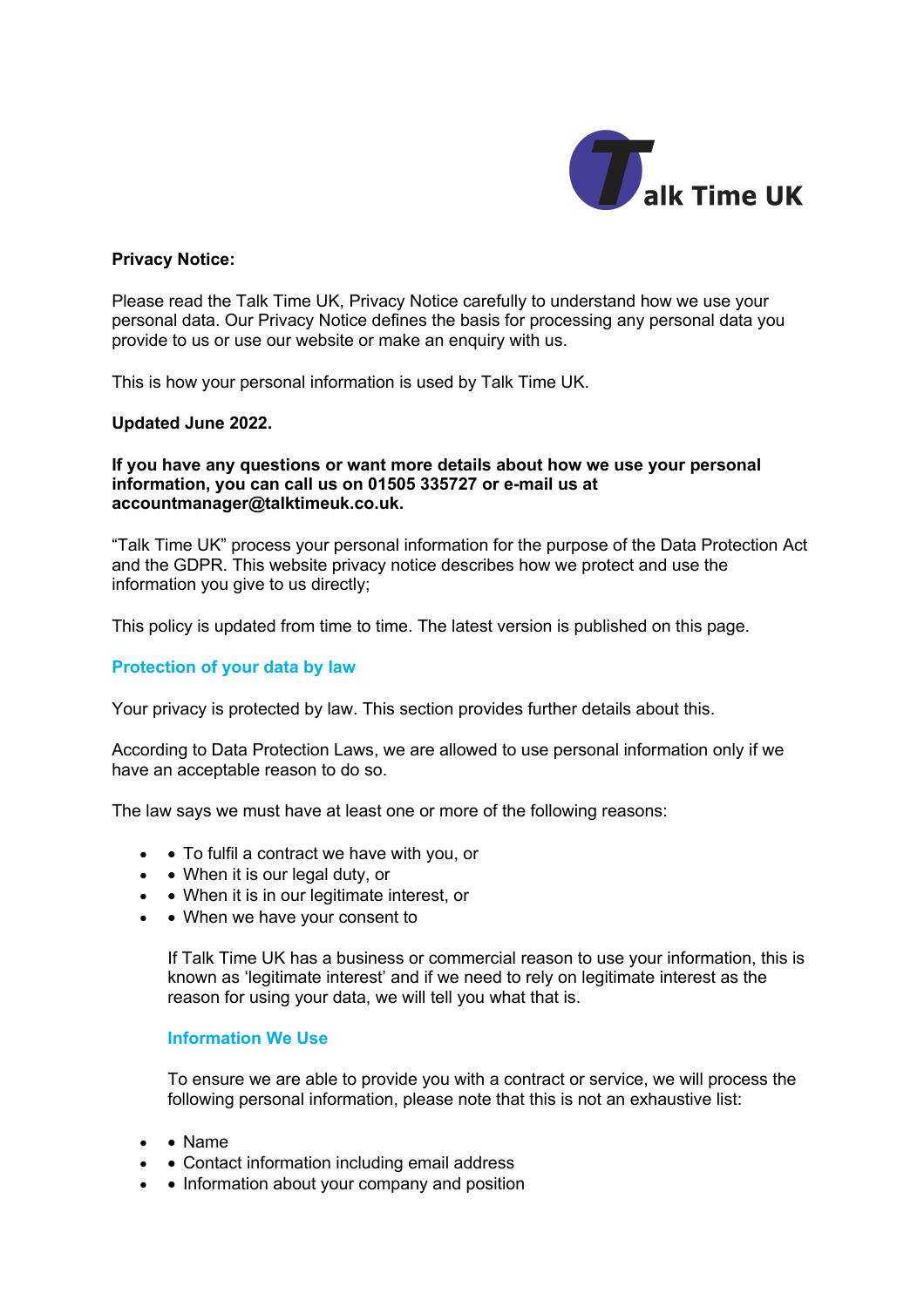Talk Time UK

**Privacy Notice:**

Please read the Talk Time UK, Privacy Notice carefully to understand how we use your personal data. Our Privacy Notice defines the basis for processing any personal data you provide to us or use our website or make an enquiry with us.

This is how your personal information is used by Talk Time UK.

**Updated June 2022.**

**If you have any questions or want more details about how we use your personal information, you can call us on 01505 335727 or e-mail us at accountmanager@talktimeuk.co.uk.**

"Talk Time UK" process your personal information for the purpose of the Data Protection Act and the GDPR. This website privacy notice describes how we protect and use the information you give to us directly;

This policy is updated from time to time. The latest version is published on this page.

## Protection of your data by law

Your privacy is protected by law. This section provides further details about this.

According to Data Protection Laws, we are allowed to use personal information only if we have an acceptable reason to do so.

The law says we must have at least one or more of the following reasons:

- To fulfil a contract we have with you, or
- When it is our legal duty, or
- When it is in our legitimate interest, or
- When we have your consent to

If Talk Time UK has a business or commercial reason to use your information, this is known as 'legitimate interest' and if we need to rely on legitimate interest as the reason for using your data, we will tell you what that is.

## Information We Use

To ensure we are able to provide you with a contract or service, we will process the following personal information, please note that this is not an exhaustive list:

- Name
- Contact information including email address
- Information about your company and position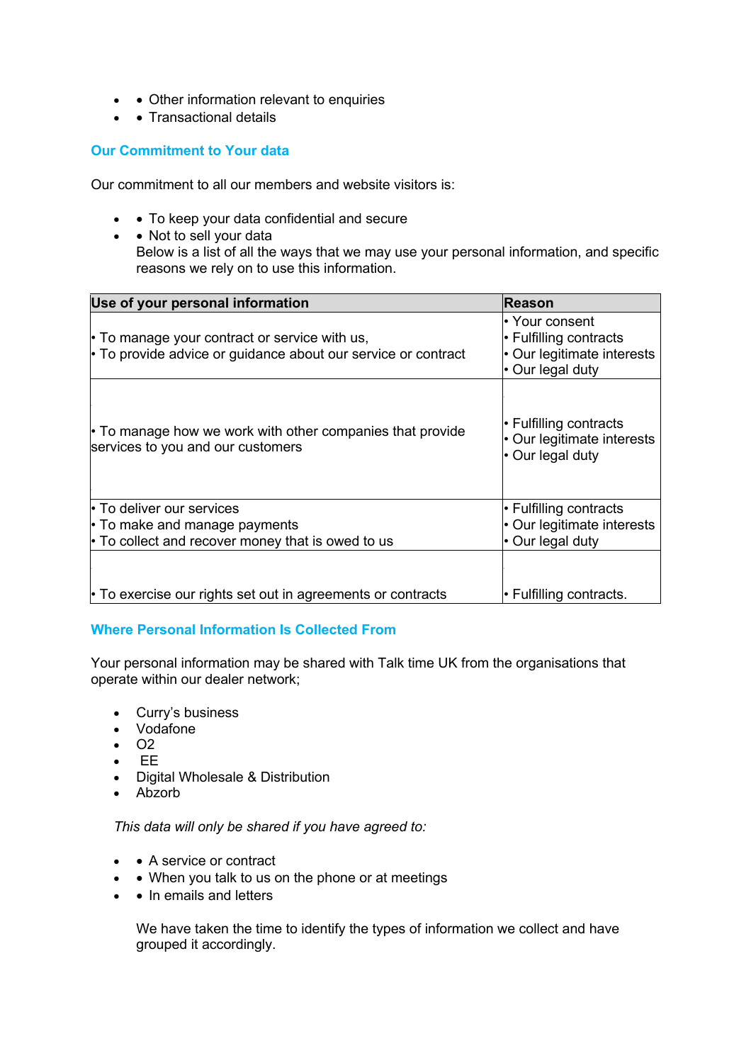- • Other information relevant to enquiries
- • Transactional details

## Our Commitment to Your data

Our commitment to all our members and website visitors is:

- • To keep your data confidential and secure
- • Not to sell your data
  Below is a list of all the ways that we may use your personal information, and specific reasons we rely on to use this information.

| Use of your personal information | Reason |
|---|---|
| • To manage your contract or service with us,<br>• To provide advice or guidance about our service or contract | • Your consent<br>• Fulfilling contracts<br>• Our legitimate interests<br>• Our legal duty |
| • To manage how we work with other companies that provide services to you and our customers | • Fulfilling contracts<br>• Our legitimate interests<br>• Our legal duty |
| • To deliver our services<br>• To make and manage payments<br>• To collect and recover money that is owed to us | • Fulfilling contracts<br>• Our legitimate interests<br>• Our legal duty |
| • To exercise our rights set out in agreements or contracts | • Fulfilling contracts. |

## Where Personal Information Is Collected From

Your personal information may be shared with Talk time UK from the organisations that operate within our dealer network;

- Curry's business
- Vodafone
- O2
- EE
- Digital Wholesale & Distribution
- Abzorb

*This data will only be shared if you have agreed to:*

- • A service or contract
- • When you talk to us on the phone or at meetings
- • In emails and letters

  We have taken the time to identify the types of information we collect and have grouped it accordingly.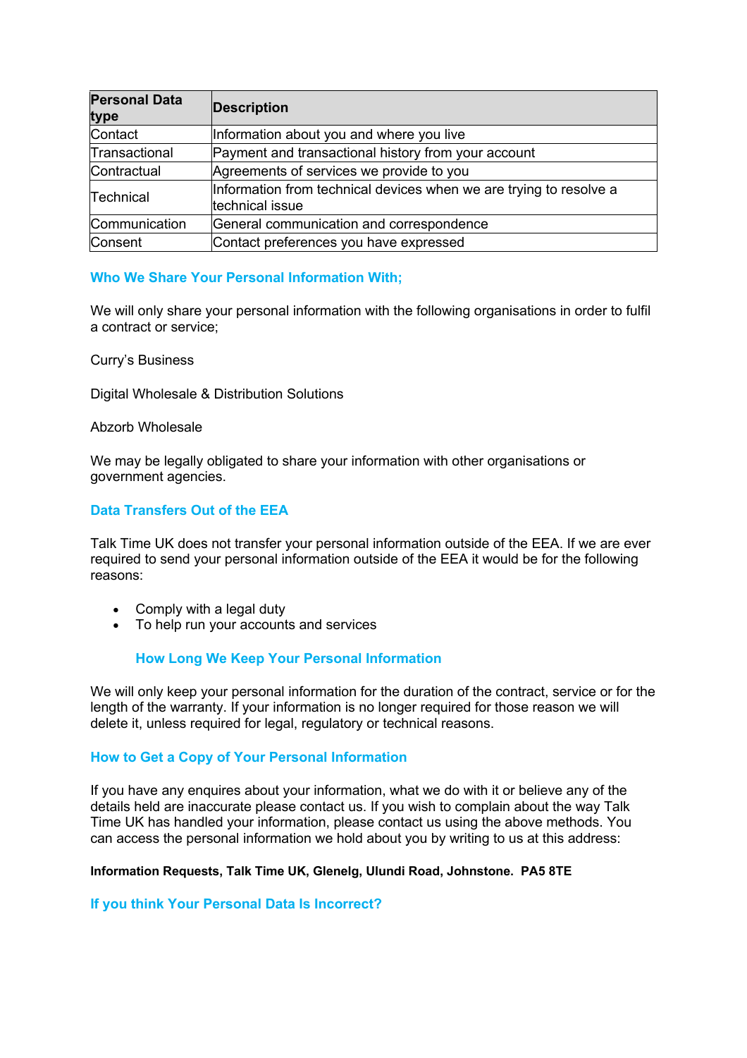| Personal Data type | Description |
| --- | --- |
| Contact | Information about you and where you live |
| Transactional | Payment and transactional history from your account |
| Contractual | Agreements of services we provide to you |
| Technical | Information from technical devices when we are trying to resolve a technical issue |
| Communication | General communication and correspondence |
| Consent | Contact preferences you have expressed |

## Who We Share Your Personal Information With;

We will only share your personal information with the following organisations in order to fulfil a contract or service;

Curry's Business

Digital Wholesale & Distribution Solutions

Abzorb Wholesale

We may be legally obligated to share your information with other organisations or government agencies.

## Data Transfers Out of the EEA

Talk Time UK does not transfer your personal information outside of the EEA. If we are ever required to send your personal information outside of the EEA it would be for the following reasons:

- Comply with a legal duty
- To help run your accounts and services

## How Long We Keep Your Personal Information

We will only keep your personal information for the duration of the contract, service or for the length of the warranty. If your information is no longer required for those reason we will delete it, unless required for legal, regulatory or technical reasons.

## How to Get a Copy of Your Personal Information

If you have any enquires about your information, what we do with it or believe any of the details held are inaccurate please contact us. If you wish to complain about the way Talk Time UK has handled your information, please contact us using the above methods. You can access the personal information we hold about you by writing to us at this address:

**Information Requests, Talk Time UK, Glenelg, Ulundi Road, Johnstone. PA5 8TE**

## If you think Your Personal Data Is Incorrect?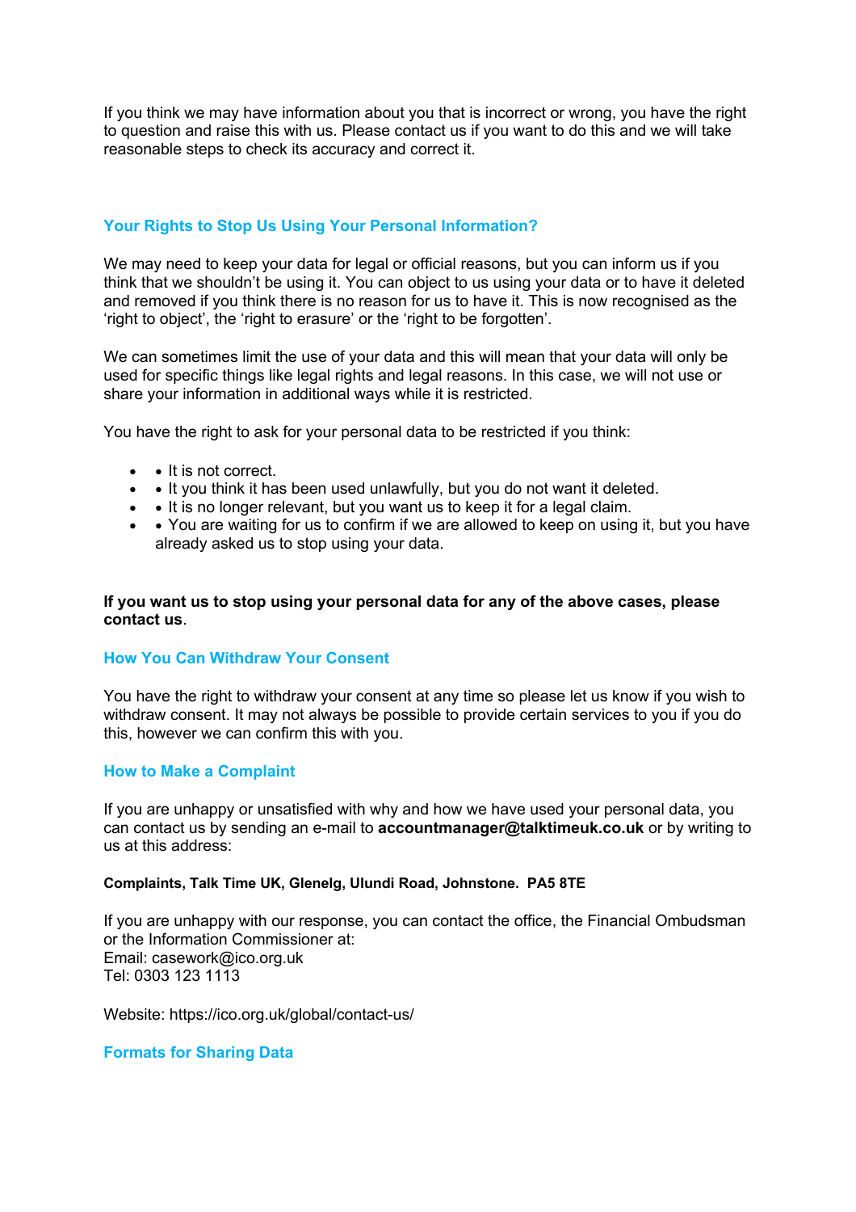If you think we may have information about you that is incorrect or wrong, you have the right to question and raise this with us. Please contact us if you want to do this and we will take reasonable steps to check its accuracy and correct it.

## Your Rights to Stop Us Using Your Personal Information?

We may need to keep your data for legal or official reasons, but you can inform us if you think that we shouldn't be using it. You can object to us using your data or to have it deleted and removed if you think there is no reason for us to have it. This is now recognised as the 'right to object', the 'right to erasure' or the 'right to be forgotten'.

We can sometimes limit the use of your data and this will mean that your data will only be used for specific things like legal rights and legal reasons. In this case, we will not use or share your information in additional ways while it is restricted.

You have the right to ask for your personal data to be restricted if you think:

- • It is not correct.
- • It you think it has been used unlawfully, but you do not want it deleted.
- • It is no longer relevant, but you want us to keep it for a legal claim.
- • You are waiting for us to confirm if we are allowed to keep on using it, but you have already asked us to stop using your data.

**If you want us to stop using your personal data for any of the above cases, please contact us**.

## How You Can Withdraw Your Consent

You have the right to withdraw your consent at any time so please let us know if you wish to withdraw consent. It may not always be possible to provide certain services to you if you do this, however we can confirm this with you.

## How to Make a Complaint

If you are unhappy or unsatisfied with why and how we have used your personal data, you can contact us by sending an e-mail to **accountmanager@talktimeuk.co.uk** or by writing to us at this address:

**Complaints, Talk Time UK, Glenelg, Ulundi Road, Johnstone. PA5 8TE**

If you are unhappy with our response, you can contact the office, the Financial Ombudsman or the Information Commissioner at:
Email: casework@ico.org.uk
Tel: 0303 123 1113

Website: https://ico.org.uk/global/contact-us/

## Formats for Sharing Data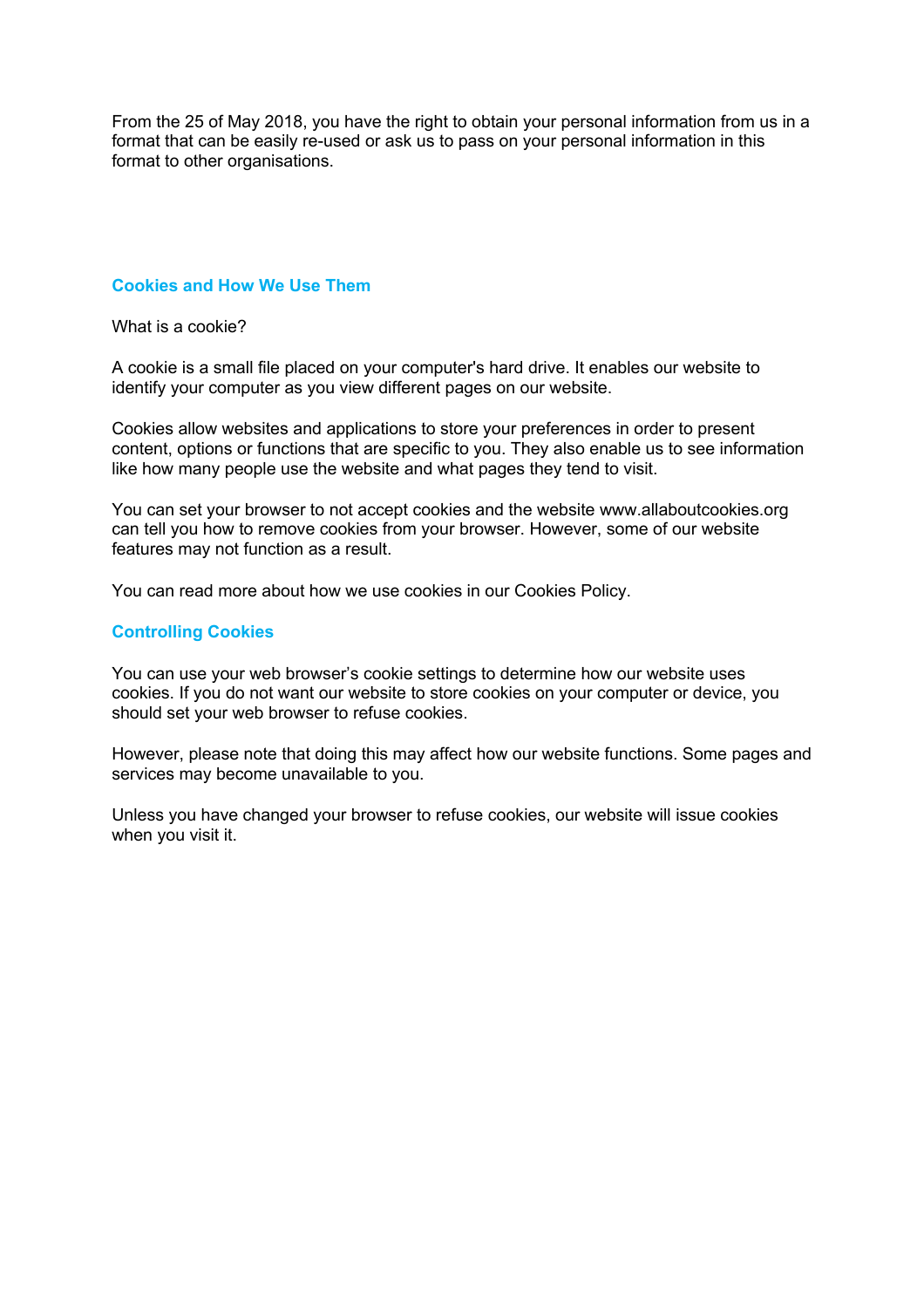From the 25 of May 2018, you have the right to obtain your personal information from us in a format that can be easily re-used or ask us to pass on your personal information in this format to other organisations.

## Cookies and How We Use Them

What is a cookie?

A cookie is a small file placed on your computer's hard drive. It enables our website to identify your computer as you view different pages on our website.

Cookies allow websites and applications to store your preferences in order to present content, options or functions that are specific to you. They also enable us to see information like how many people use the website and what pages they tend to visit.

You can set your browser to not accept cookies and the website www.allaboutcookies.org can tell you how to remove cookies from your browser. However, some of our website features may not function as a result.

You can read more about how we use cookies in our Cookies Policy.

## Controlling Cookies

You can use your web browser's cookie settings to determine how our website uses cookies. If you do not want our website to store cookies on your computer or device, you should set your web browser to refuse cookies.

However, please note that doing this may affect how our website functions. Some pages and services may become unavailable to you.

Unless you have changed your browser to refuse cookies, our website will issue cookies when you visit it.